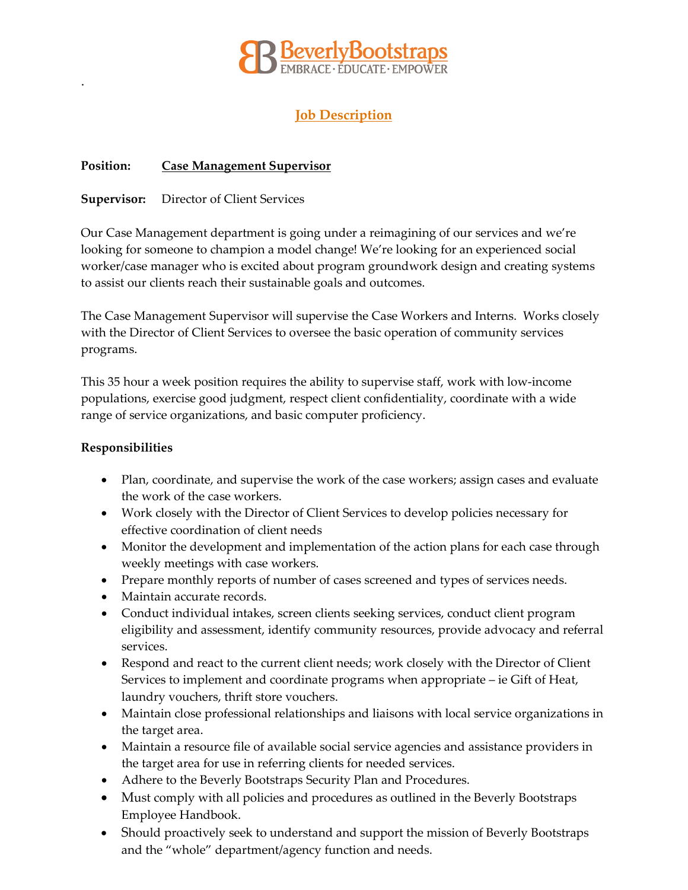BeverlyBootstraps
EMBRACE · EDUCATE · EMPOWER

.

## Job Description

**Position:** **Case Management Supervisor**

**Supervisor:** Director of Client Services

Our Case Management department is going under a reimagining of our services and we're looking for someone to champion a model change! We're looking for an experienced social worker/case manager who is excited about program groundwork design and creating systems to assist our clients reach their sustainable goals and outcomes.

The Case Management Supervisor will supervise the Case Workers and Interns. Works closely with the Director of Client Services to oversee the basic operation of community services programs.

This 35 hour a week position requires the ability to supervise staff, work with low-income populations, exercise good judgment, respect client confidentiality, coordinate with a wide range of service organizations, and basic computer proficiency.

**Responsibilities**

- Plan, coordinate, and supervise the work of the case workers; assign cases and evaluate the work of the case workers.
- Work closely with the Director of Client Services to develop policies necessary for effective coordination of client needs
- Monitor the development and implementation of the action plans for each case through weekly meetings with case workers.
- Prepare monthly reports of number of cases screened and types of services needs.
- Maintain accurate records.
- Conduct individual intakes, screen clients seeking services, conduct client program eligibility and assessment, identify community resources, provide advocacy and referral services.
- Respond and react to the current client needs; work closely with the Director of Client Services to implement and coordinate programs when appropriate – ie Gift of Heat, laundry vouchers, thrift store vouchers.
- Maintain close professional relationships and liaisons with local service organizations in the target area.
- Maintain a resource file of available social service agencies and assistance providers in the target area for use in referring clients for needed services.
- Adhere to the Beverly Bootstraps Security Plan and Procedures.
- Must comply with all policies and procedures as outlined in the Beverly Bootstraps Employee Handbook.
- Should proactively seek to understand and support the mission of Beverly Bootstraps and the "whole" department/agency function and needs.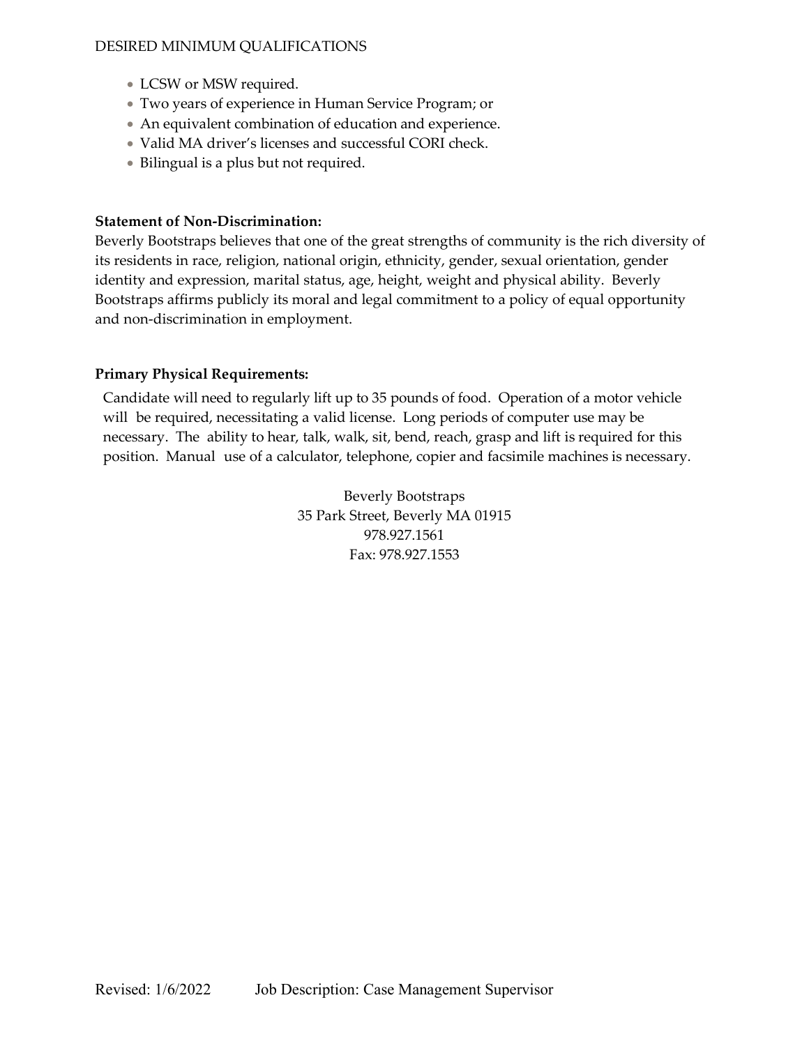DESIRED MINIMUM QUALIFICATIONS

- LCSW or MSW required.
- Two years of experience in Human Service Program; or
- An equivalent combination of education and experience.
- Valid MA driver's licenses and successful CORI check.
- Bilingual is a plus but not required.

**Statement of Non-Discrimination:**

Beverly Bootstraps believes that one of the great strengths of community is the rich diversity of its residents in race, religion, national origin, ethnicity, gender, sexual orientation, gender identity and expression, marital status, age, height, weight and physical ability. Beverly Bootstraps affirms publicly its moral and legal commitment to a policy of equal opportunity and non-discrimination in employment.

**Primary Physical Requirements:**

Candidate will need to regularly lift up to 35 pounds of food. Operation of a motor vehicle will be required, necessitating a valid license. Long periods of computer use may be necessary. The ability to hear, talk, walk, sit, bend, reach, grasp and lift is required for this position. Manual use of a calculator, telephone, copier and facsimile machines is necessary.

Beverly Bootstraps
35 Park Street, Beverly MA 01915
978.927.1561
Fax: 978.927.1553

Revised: 1/6/2022 Job Description: Case Management Supervisor